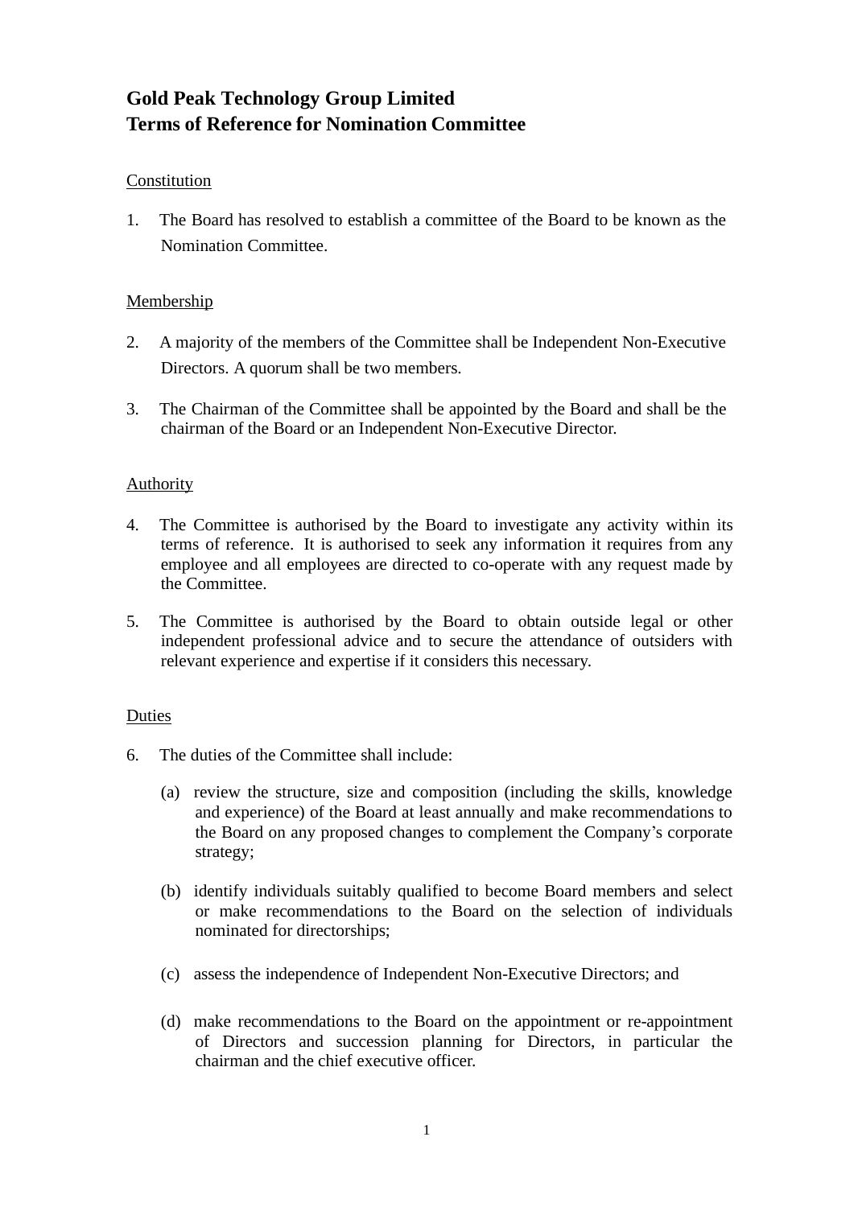# Gold Peak Technology Group Limited
# Terms of Reference for Nomination Committee

Constitution

1. The Board has resolved to establish a committee of the Board to be known as the Nomination Committee.

Membership

2. A majority of the members of the Committee shall be Independent Non-Executive Directors. A quorum shall be two members.

3. The Chairman of the Committee shall be appointed by the Board and shall be the chairman of the Board or an Independent Non-Executive Director.

Authority

4. The Committee is authorised by the Board to investigate any activity within its terms of reference. It is authorised to seek any information it requires from any employee and all employees are directed to co-operate with any request made by the Committee.

5. The Committee is authorised by the Board to obtain outside legal or other independent professional advice and to secure the attendance of outsiders with relevant experience and expertise if it considers this necessary.

Duties

6. The duties of the Committee shall include:

   (a) review the structure, size and composition (including the skills, knowledge and experience) of the Board at least annually and make recommendations to the Board on any proposed changes to complement the Company's corporate strategy;

   (b) identify individuals suitably qualified to become Board members and select or make recommendations to the Board on the selection of individuals nominated for directorships;

   (c) assess the independence of Independent Non-Executive Directors; and

   (d) make recommendations to the Board on the appointment or re-appointment of Directors and succession planning for Directors, in particular the chairman and the chief executive officer.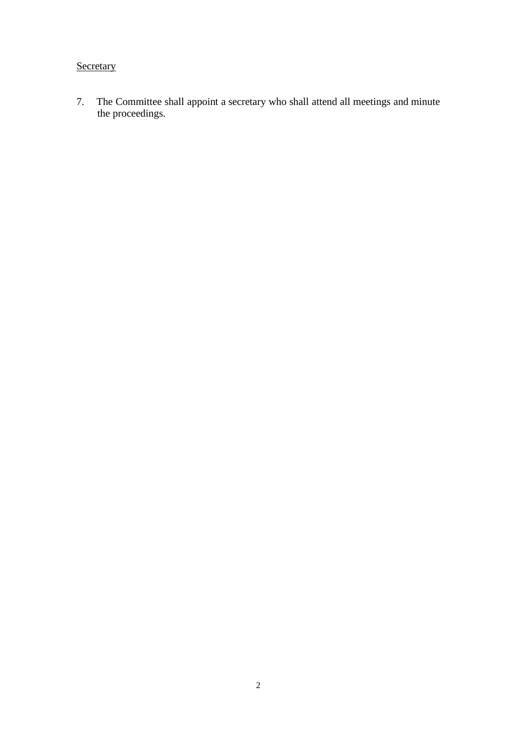Secretary

7. The Committee shall appoint a secretary who shall attend all meetings and minute the proceedings.